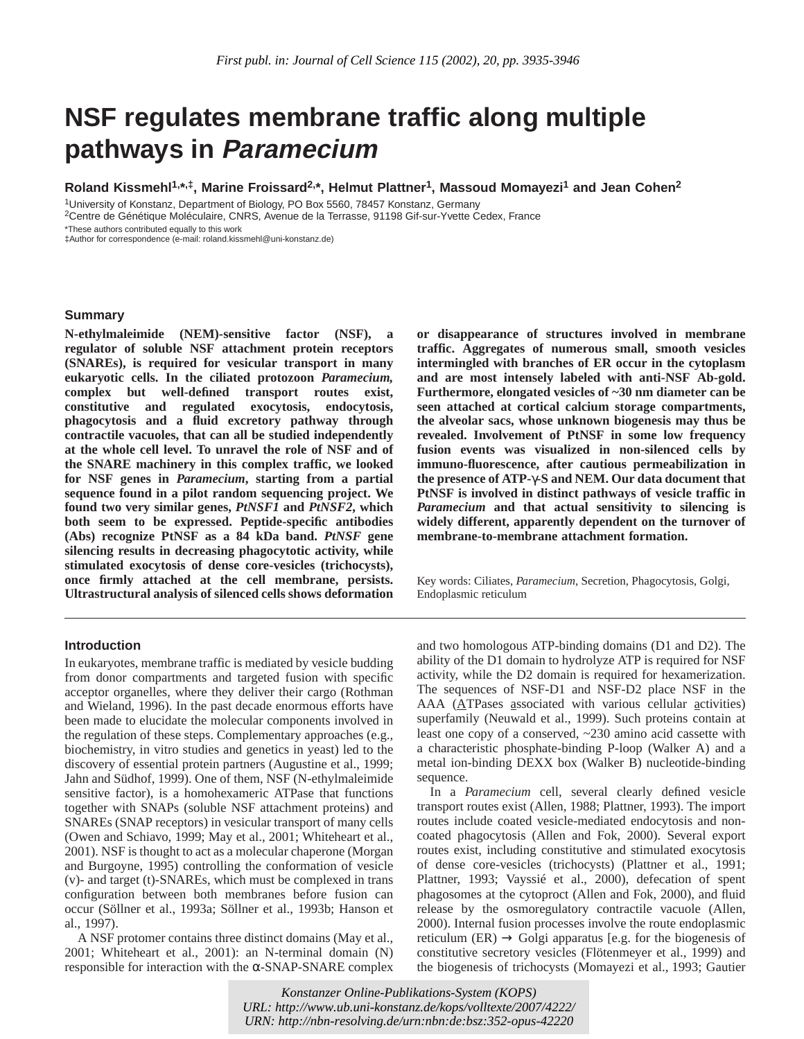First publ. in: Journal of Cell Science 115 (2002), 20, pp. 3935-3946

# NSF regulates membrane traffic along multiple pathways in *Paramecium*

**Roland Kissmehl[1,*,‡], Marine Froissard[2,*], Helmut Plattner[1], Massoud Momayezi[1] and Jean Cohen[2]**

[1]University of Konstanz, Department of Biology, PO Box 5560, 78457 Konstanz, Germany
[2]Centre de Génétique Moléculaire, CNRS, Avenue de la Terrasse, 91198 Gif-sur-Yvette Cedex, France

*These authors contributed equally to this work
‡Author for correspondence (e-mail: roland.kissmehl@uni-konstanz.de)

## Summary

**N-ethylmaleimide (NEM)-sensitive factor (NSF), a regulator of soluble NSF attachment protein receptors (SNAREs), is required for vesicular transport in many eukaryotic cells. In the ciliated protozoon *Paramecium*, complex but well-defined transport routes exist, constitutive and regulated exocytosis, endocytosis, phagocytosis and a fluid excretory pathway through contractile vacuoles, that can all be studied independently at the whole cell level. To unravel the role of NSF and of the SNARE machinery in this complex traffic, we looked for NSF genes in *Paramecium*, starting from a partial sequence found in a pilot random sequencing project. We found two very similar genes, *PtNSF1* and *PtNSF2*, which both seem to be expressed. Peptide-specific antibodies (Abs) recognize PtNSF as a 84 kDa band. *PtNSF* gene silencing results in decreasing phagocytotic activity, while stimulated exocytosis of dense core-vesicles (trichocysts), once firmly attached at the cell membrane, persists. Ultrastructural analysis of silenced cells shows deformation or disappearance of structures involved in membrane traffic. Aggregates of numerous small, smooth vesicles intermingled with branches of ER occur in the cytoplasm and are most intensely labeled with anti-NSF Ab-gold. Furthermore, elongated vesicles of ~30 nm diameter can be seen attached at cortical calcium storage compartments, the alveolar sacs, whose unknown biogenesis may thus be revealed. Involvement of PtNSF in some low frequency fusion events was visualized in non-silenced cells by immuno-fluorescence, after cautious permeabilization in the presence of ATP-γ-S and NEM. Our data document that PtNSF is involved in distinct pathways of vesicle traffic in *Paramecium* and that actual sensitivity to silencing is widely different, apparently dependent on the turnover of membrane-to-membrane attachment formation.**

Key words: Ciliates, *Paramecium*, Secretion, Phagocytosis, Golgi, Endoplasmic reticulum

## Introduction

In eukaryotes, membrane traffic is mediated by vesicle budding from donor compartments and targeted fusion with specific acceptor organelles, where they deliver their cargo (Rothman and Wieland, 1996). In the past decade enormous efforts have been made to elucidate the molecular components involved in the regulation of these steps. Complementary approaches (e.g., biochemistry, in vitro studies and genetics in yeast) led to the discovery of essential protein partners (Augustine et al., 1999; Jahn and Südhof, 1999). One of them, NSF (N-ethylmaleimide sensitive factor), is a homohexameric ATPase that functions together with SNAPs (soluble NSF attachment proteins) and SNAREs (SNAP receptors) in vesicular transport of many cells (Owen and Schiavo, 1999; May et al., 2001; Whiteheart et al., 2001). NSF is thought to act as a molecular chaperone (Morgan and Burgoyne, 1995) controlling the conformation of vesicle (v)- and target (t)-SNAREs, which must be complexed in trans configuration between both membranes before fusion can occur (Söllner et al., 1993a; Söllner et al., 1993b; Hanson et al., 1997).

A NSF protomer contains three distinct domains (May et al., 2001; Whiteheart et al., 2001): an N-terminal domain (N) responsible for interaction with the α-SNAP-SNARE complex and two homologous ATP-binding domains (D1 and D2). The ability of the D1 domain to hydrolyze ATP is required for NSF activity, while the D2 domain is required for hexamerization. The sequences of NSF-D1 and NSF-D2 place NSF in the AAA (ATPases associated with various cellular activities) superfamily (Neuwald et al., 1999). Such proteins contain at least one copy of a conserved, ~230 amino acid cassette with a characteristic phosphate-binding P-loop (Walker A) and a metal ion-binding DEXX box (Walker B) nucleotide-binding sequence.

In a *Paramecium* cell, several clearly defined vesicle transport routes exist (Allen, 1988; Plattner, 1993). The import routes include coated vesicle-mediated endocytosis and non-coated phagocytosis (Allen and Fok, 2000). Several export routes exist, including constitutive and stimulated exocytosis of dense core-vesicles (trichocysts) (Plattner et al., 1991; Plattner, 1993; Vayssié et al., 2000), defecation of spent phagosomes at the cytoproct (Allen and Fok, 2000), and fluid release by the osmoregulatory contractile vacuole (Allen, 2000). Internal fusion processes involve the route endoplasmic reticulum (ER) → Golgi apparatus [e.g. for the biogenesis of constitutive secretory vesicles (Flötenmeyer et al., 1999) and the biogenesis of trichocysts (Momayezi et al., 1993; Gautier

Konstanzer Online-Publikations-System (KOPS)
URL: http://www.ub.uni-konstanz.de/kops/volltexte/2007/4222/
URN: http://nbn-resolving.de/urn:nbn:de:bsz:352-opus-42220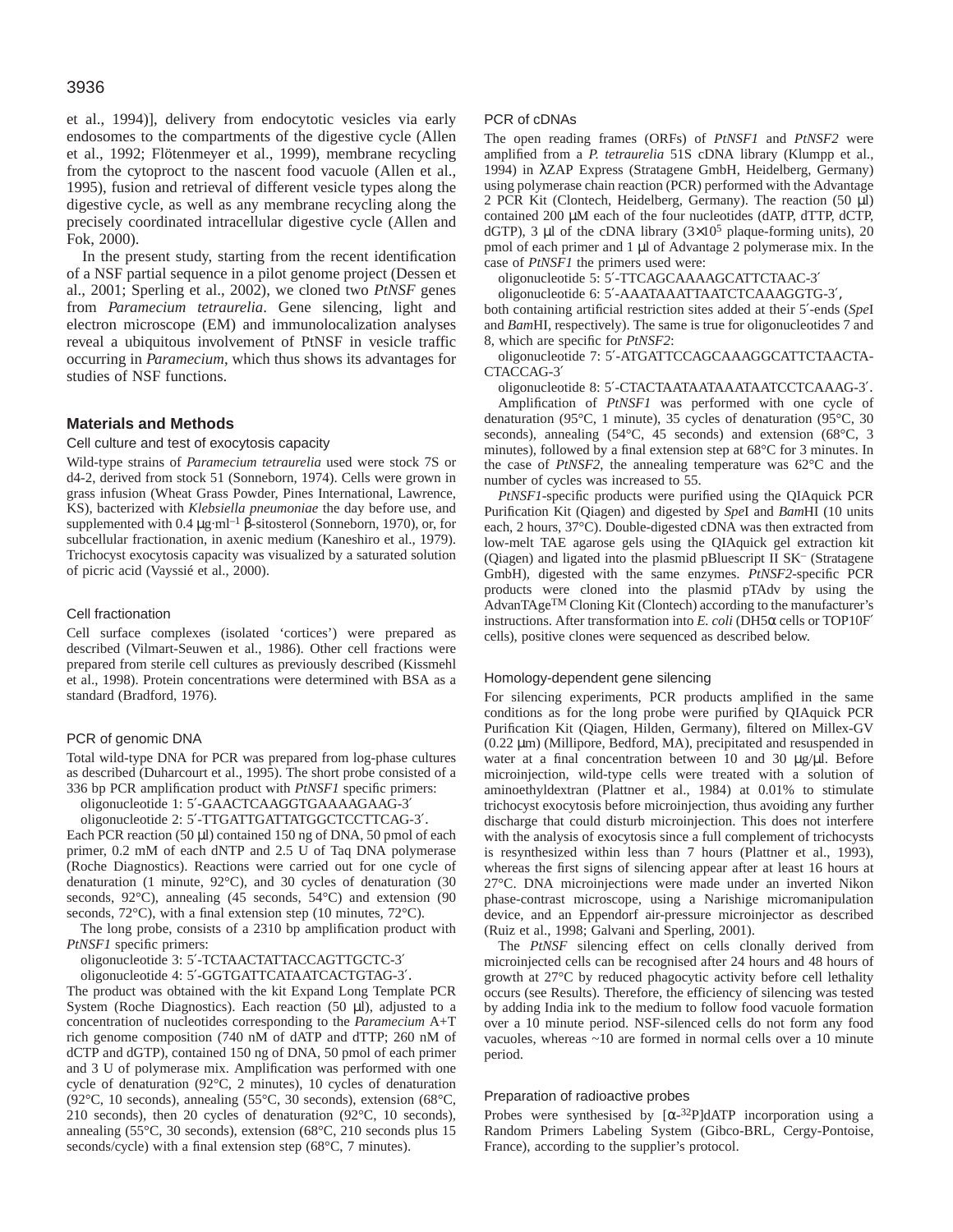et al., 1994)], delivery from endocytotic vesicles via early endosomes to the compartments of the digestive cycle (Allen et al., 1992; Flötenmeyer et al., 1999), membrane recycling from the cytoproct to the nascent food vacuole (Allen et al., 1995), fusion and retrieval of different vesicle types along the digestive cycle, as well as any membrane recycling along the precisely coordinated intracellular digestive cycle (Allen and Fok, 2000).

In the present study, starting from the recent identification of a NSF partial sequence in a pilot genome project (Dessen et al., 2001; Sperling et al., 2002), we cloned two *PtNSF* genes from *Paramecium tetraurelia*. Gene silencing, light and electron microscope (EM) and immunolocalization analyses reveal a ubiquitous involvement of PtNSF in vesicle traffic occurring in *Paramecium*, which thus shows its advantages for studies of NSF functions.

## Materials and Methods

### Cell culture and test of exocytosis capacity

Wild-type strains of *Paramecium tetraurelia* used were stock 7S or d4-2, derived from stock 51 (Sonneborn, 1974). Cells were grown in grass infusion (Wheat Grass Powder, Pines International, Lawrence, KS), bacterized with *Klebsiella pneumoniae* the day before use, and supplemented with 0.4 μg·ml$^{-1}$ β-sitosterol (Sonneborn, 1970), or, for subcellular fractionation, in axenic medium (Kaneshiro et al., 1979). Trichocyst exocytosis capacity was visualized by a saturated solution of picric acid (Vayssié et al., 2000).

### Cell fractionation

Cell surface complexes (isolated ‘cortices’) were prepared as described (Vilmart-Seuwen et al., 1986). Other cell fractions were prepared from sterile cell cultures as previously described (Kissmehl et al., 1998). Protein concentrations were determined with BSA as a standard (Bradford, 1976).

### PCR of genomic DNA

Total wild-type DNA for PCR was prepared from log-phase cultures as described (Duharcourt et al., 1995). The short probe consisted of a 336 bp PCR amplification product with *PtNSF1* specific primers:

oligonucleotide 1: 5′-GAACTCAAGGTGAAAAGAAG-3′

oligonucleotide 2: 5′-TTGATTGATTATGGCTCCTTCAG-3′.

Each PCR reaction (50 μl) contained 150 ng of DNA, 50 pmol of each primer, 0.2 mM of each dNTP and 2.5 U of Taq DNA polymerase (Roche Diagnostics). Reactions were carried out for one cycle of denaturation (1 minute, 92°C), and 30 cycles of denaturation (30 seconds, 92°C), annealing (45 seconds, 54°C) and extension (90 seconds, 72°C), with a final extension step (10 minutes, 72°C).

The long probe, consists of a 2310 bp amplification product with *PtNSF1* specific primers:

oligonucleotide 3: 5′-TCTAACTATTACCAGTTGCTC-3′

oligonucleotide 4: 5′-GGTGATTCATAATCACTGTAG-3′.

The product was obtained with the kit Expand Long Template PCR System (Roche Diagnostics). Each reaction (50 μl), adjusted to a concentration of nucleotides corresponding to the *Paramecium* A+T rich genome composition (740 nM of dATP and dTTP; 260 nM of dCTP and dGTP), contained 150 ng of DNA, 50 pmol of each primer and 3 U of polymerase mix. Amplification was performed with one cycle of denaturation (92°C, 2 minutes), 10 cycles of denaturation (92°C, 10 seconds), annealing (55°C, 30 seconds), extension (68°C, 210 seconds), then 20 cycles of denaturation (92°C, 10 seconds), annealing (55°C, 30 seconds), extension (68°C, 210 seconds plus 15 seconds/cycle) with a final extension step (68°C, 7 minutes).

### PCR of cDNAs

The open reading frames (ORFs) of *PtNSF1* and *PtNSF2* were amplified from a *P. tetraurelia* 51S cDNA library (Klumpp et al., 1994) in λZAP Express (Stratagene GmbH, Heidelberg, Germany) using polymerase chain reaction (PCR) performed with the Advantage 2 PCR Kit (Clontech, Heidelberg, Germany). The reaction (50 μl) contained 200 μM each of the four nucleotides (dATP, dTTP, dCTP, dGTP), 3 μl of the cDNA library ($3\times10^5$ plaque-forming units), 20 pmol of each primer and 1 μl of Advantage 2 polymerase mix. In the case of *PtNSF1* the primers used were:

oligonucleotide 5: 5′-TTCAGCAAAAGCATTCTAAC-3′

oligonucleotide 6: 5′-AAATAAATTAATCTCAAAGGTG-3′,

both containing artificial restriction sites added at their 5′-ends (*Spe*I and *Bam*HI, respectively). The same is true for oligonucleotides 7 and 8, which are specific for *PtNSF2*:

oligonucleotide 7: 5′-ATGATTCCAGCAAAGGCATTCTAACTA-CTACCAG-3′

oligonucleotide 8: 5′-CTACTAATAATAAATAATCCTCAAAG-3′.

Amplification of *PtNSF1* was performed with one cycle of denaturation (95°C, 1 minute), 35 cycles of denaturation (95°C, 30 seconds), annealing (54°C, 45 seconds) and extension (68°C, 3 minutes), followed by a final extension step at 68°C for 3 minutes. In the case of *PtNSF2*, the annealing temperature was 62°C and the number of cycles was increased to 55.

*PtNSF1*-specific products were purified using the QIAquick PCR Purification Kit (Qiagen) and digested by *Spe*I and *Bam*HI (10 units each, 2 hours, 37°C). Double-digested cDNA was then extracted from low-melt TAE agarose gels using the QIAquick gel extraction kit (Qiagen) and ligated into the plasmid pBluescript II SK$^-$ (Stratagene GmbH), digested with the same enzymes. *PtNSF2*-specific PCR products were cloned into the plasmid pTAdv by using the AdvanTAge$^{TM}$ Cloning Kit (Clontech) according to the manufacturer's instructions. After transformation into *E. coli* (DH5α cells or TOP10F′ cells), positive clones were sequenced as described below.

### Homology-dependent gene silencing

For silencing experiments, PCR products amplified in the same conditions as for the long probe were purified by QIAquick PCR Purification Kit (Qiagen, Hilden, Germany), filtered on Millex-GV (0.22 μm) (Millipore, Bedford, MA), precipitated and resuspended in water at a final concentration between 10 and 30 μg/μl. Before microinjection, wild-type cells were treated with a solution of aminoethyldextran (Plattner et al., 1984) at 0.01% to stimulate trichocyst exocytosis before microinjection, thus avoiding any further discharge that could disturb microinjection. This does not interfere with the analysis of exocytosis since a full complement of trichocysts is resynthesized within less than 7 hours (Plattner et al., 1993), whereas the first signs of silencing appear after at least 16 hours at 27°C. DNA microinjections were made under an inverted Nikon phase-contrast microscope, using a Narishige micromanipulation device, and an Eppendorf air-pressure microinjector as described (Ruiz et al., 1998; Galvani and Sperling, 2001).

The *PtNSF* silencing effect on cells clonally derived from microinjected cells can be recognised after 24 hours and 48 hours of growth at 27°C by reduced phagocytic activity before cell lethality occurs (see Results). Therefore, the efficiency of silencing was tested by adding India ink to the medium to follow food vacuole formation over a 10 minute period. NSF-silenced cells do not form any food vacuoles, whereas ~10 are formed in normal cells over a 10 minute period.

### Preparation of radioactive probes

Probes were synthesised by [α-$^{32}$P]dATP incorporation using a Random Primers Labeling System (Gibco-BRL, Cergy-Pontoise, France), according to the supplier's protocol.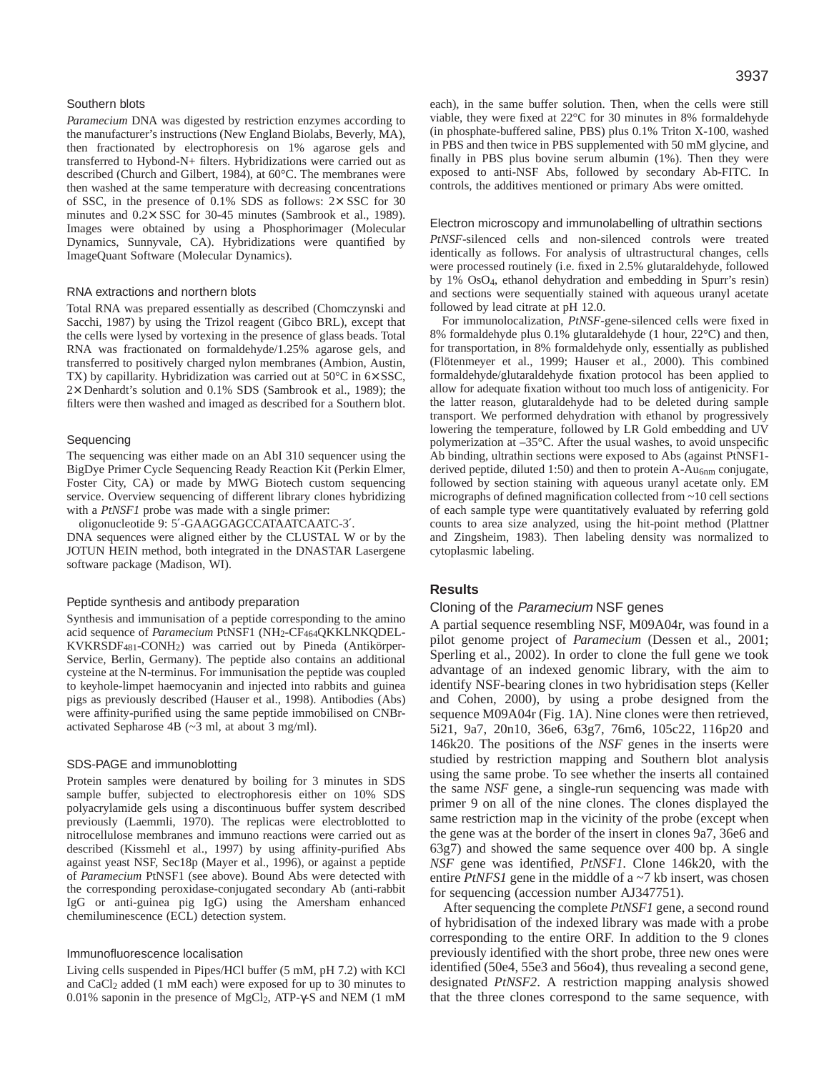### Southern blots

*Paramecium* DNA was digested by restriction enzymes according to the manufacturer's instructions (New England Biolabs, Beverly, MA), then fractionated by electrophoresis on 1% agarose gels and transferred to Hybond-N+ filters. Hybridizations were carried out as described (Church and Gilbert, 1984), at 60°C. The membranes were then washed at the same temperature with decreasing concentrations of SSC, in the presence of 0.1% SDS as follows: 2× SSC for 30 minutes and 0.2× SSC for 30-45 minutes (Sambrook et al., 1989). Images were obtained by using a Phosphorimager (Molecular Dynamics, Sunnyvale, CA). Hybridizations were quantified by ImageQuant Software (Molecular Dynamics).

### RNA extractions and northern blots

Total RNA was prepared essentially as described (Chomczynski and Sacchi, 1987) by using the Trizol reagent (Gibco BRL), except that the cells were lysed by vortexing in the presence of glass beads. Total RNA was fractionated on formaldehyde/1.25% agarose gels, and transferred to positively charged nylon membranes (Ambion, Austin, TX) by capillarity. Hybridization was carried out at 50°C in 6× SSC, 2× Denhardt's solution and 0.1% SDS (Sambrook et al., 1989); the filters were then washed and imaged as described for a Southern blot.

### Sequencing

The sequencing was either made on an AbI 310 sequencer using the BigDye Primer Cycle Sequencing Ready Reaction Kit (Perkin Elmer, Foster City, CA) or made by MWG Biotech custom sequencing service. Overview sequencing of different library clones hybridizing with a *PtNSF1* probe was made with a single primer:

oligonucleotide 9: 5′-GAAGGAGCCATAATCAATC-3′.

DNA sequences were aligned either by the CLUSTAL W or by the JOTUN HEIN method, both integrated in the DNASTAR Lasergene software package (Madison, WI).

### Peptide synthesis and antibody preparation

Synthesis and immunisation of a peptide corresponding to the amino acid sequence of *Paramecium* PtNSF1 ($NH_2$-CF$_{464}$QKKLNKQDEL-KVKRSDF$_{481}$-CONH$_2$) was carried out by Pineda (Antikörper-Service, Berlin, Germany). The peptide also contains an additional cysteine at the N-terminus. For immunisation the peptide was coupled to keyhole-limpet haemocyanin and injected into rabbits and guinea pigs as previously described (Hauser et al., 1998). Antibodies (Abs) were affinity-purified using the same peptide immobilised on CNBr-activated Sepharose 4B (~3 ml, at about 3 mg/ml).

### SDS-PAGE and immunoblotting

Protein samples were denatured by boiling for 3 minutes in SDS sample buffer, subjected to electrophoresis either on 10% SDS polyacrylamide gels using a discontinuous buffer system described previously (Laemmli, 1970). The replicas were electroblotted to nitrocellulose membranes and immuno reactions were carried out as described (Kissmehl et al., 1997) by using affinity-purified Abs against yeast NSF, Sec18p (Mayer et al., 1996), or against a peptide of *Paramecium* PtNSF1 (see above). Bound Abs were detected with the corresponding peroxidase-conjugated secondary Ab (anti-rabbit IgG or anti-guinea pig IgG) using the Amersham enhanced chemiluminescence (ECL) detection system.

### Immunofluorescence localisation

Living cells suspended in Pipes/HCl buffer (5 mM, pH 7.2) with KCl and $CaCl_2$ added (1 mM each) were exposed for up to 30 minutes to 0.01% saponin in the presence of $MgCl_2$, ATP-γ-S and NEM (1 mM each), in the same buffer solution. Then, when the cells were still viable, they were fixed at 22°C for 30 minutes in 8% formaldehyde (in phosphate-buffered saline, PBS) plus 0.1% Triton X-100, washed in PBS and then twice in PBS supplemented with 50 mM glycine, and finally in PBS plus bovine serum albumin (1%). Then they were exposed to anti-NSF Abs, followed by secondary Ab-FITC. In controls, the additives mentioned or primary Abs were omitted.

### Electron microscopy and immunolabelling of ultrathin sections

*PtNSF*-silenced cells and non-silenced controls were treated identically as follows. For analysis of ultrastructural changes, cells were processed routinely (i.e. fixed in 2.5% glutaraldehyde, followed by 1% $OsO_4$, ethanol dehydration and embedding in Spurr's resin) and sections were sequentially stained with aqueous uranyl acetate followed by lead citrate at pH 12.0.

For immunolocalization, *PtNSF*-gene-silenced cells were fixed in 8% formaldehyde plus 0.1% glutaraldehyde (1 hour, 22°C) and then, for transportation, in 8% formaldehyde only, essentially as published (Flötenmeyer et al., 1999; Hauser et al., 2000). This combined formaldehyde/glutaraldehyde fixation protocol has been applied to allow for adequate fixation without too much loss of antigenicity. For the latter reason, glutaraldehyde had to be deleted during sample transport. We performed dehydration with ethanol by progressively lowering the temperature, followed by LR Gold embedding and UV polymerization at –35°C. After the usual washes, to avoid unspecific Ab binding, ultrathin sections were exposed to Abs (against PtNSF1-derived peptide, diluted 1:50) and then to protein A-Au$_{6nm}$ conjugate, followed by section staining with aqueous uranyl acetate only. EM micrographs of defined magnification collected from ~10 cell sections of each sample type were quantitatively evaluated by referring gold counts to area size analyzed, using the hit-point method (Plattner and Zingsheim, 1983). Then labeling density was normalized to cytoplasmic labeling.

## Results

### Cloning of the *Paramecium* NSF genes

A partial sequence resembling NSF, M09A04r, was found in a pilot genome project of *Paramecium* (Dessen et al., 2001; Sperling et al., 2002). In order to clone the full gene we took advantage of an indexed genomic library, with the aim to identify NSF-bearing clones in two hybridisation steps (Keller and Cohen, 2000), by using a probe designed from the sequence M09A04r (Fig. 1A). Nine clones were then retrieved, 5i21, 9a7, 20n10, 36e6, 63g7, 76m6, 105c22, 116p20 and 146k20. The positions of the *NSF* genes in the inserts were studied by restriction mapping and Southern blot analysis using the same probe. To see whether the inserts all contained the same *NSF* gene, a single-run sequencing was made with primer 9 on all of the nine clones. The clones displayed the same restriction map in the vicinity of the probe (except when the gene was at the border of the insert in clones 9a7, 36e6 and 63g7) and showed the same sequence over 400 bp. A single *NSF* gene was identified, *PtNSF1*. Clone 146k20, with the entire *PtNFS1* gene in the middle of a ~7 kb insert, was chosen for sequencing (accession number AJ347751).

After sequencing the complete *PtNSF1* gene, a second round of hybridisation of the indexed library was made with a probe corresponding to the entire ORF. In addition to the 9 clones previously identified with the short probe, three new ones were identified (50e4, 55e3 and 56o4), thus revealing a second gene, designated *PtNSF2*. A restriction mapping analysis showed that the three clones correspond to the same sequence, with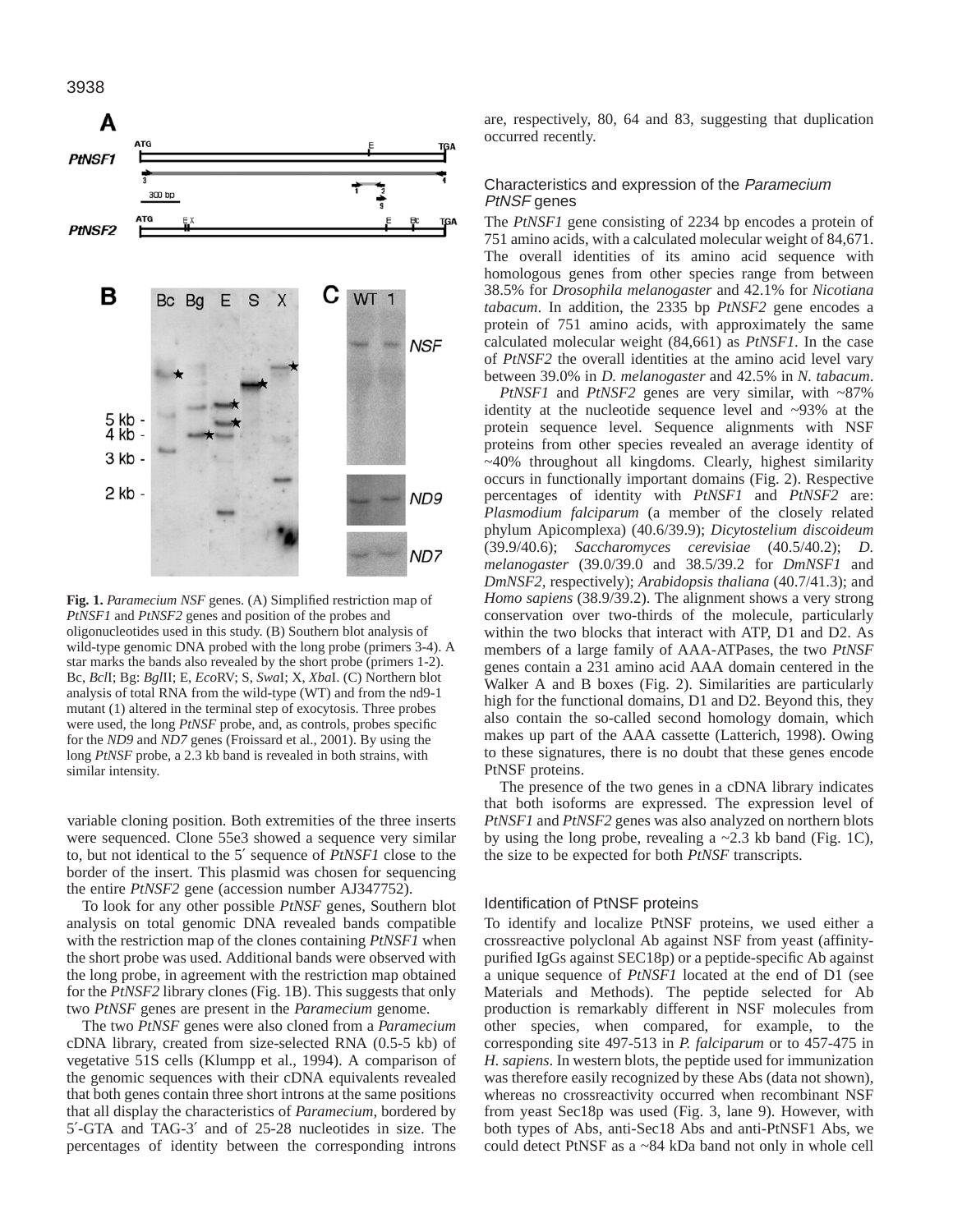**Fig. 1.** *Paramecium NSF* genes. (A) Simplified restriction map of *PtNSF1* and *PtNSF2* genes and position of the probes and oligonucleotides used in this study. (B) Southern blot analysis of wild-type genomic DNA probed with the long probe (primers 3-4). A star marks the bands also revealed by the short probe (primers 1-2). Bc, *Bcl*I; Bg: *Bgl*II; E, *Eco*RV; S, *Swa*I; X, *Xba*I. (C) Northern blot analysis of total RNA from the wild-type (WT) and from the nd9-1 mutant (1) altered in the terminal step of exocytosis. Three probes were used, the long *PtNSF* probe, and, as controls, probes specific for the *ND9* and *ND7* genes (Froissard et al., 2001). By using the long *PtNSF* probe, a 2.3 kb band is revealed in both strains, with similar intensity.

variable cloning position. Both extremities of the three inserts were sequenced. Clone 55e3 showed a sequence very similar to, but not identical to the 5′ sequence of *PtNSF1* close to the border of the insert. This plasmid was chosen for sequencing the entire *PtNSF2* gene (accession number AJ347752).

To look for any other possible *PtNSF* genes, Southern blot analysis on total genomic DNA revealed bands compatible with the restriction map of the clones containing *PtNSF1* when the short probe was used. Additional bands were observed with the long probe, in agreement with the restriction map obtained for the *PtNSF2* library clones (Fig. 1B). This suggests that only two *PtNSF* genes are present in the *Paramecium* genome.

The two *PtNSF* genes were also cloned from a *Paramecium* cDNA library, created from size-selected RNA (0.5-5 kb) of vegetative 51S cells (Klumpp et al., 1994). A comparison of the genomic sequences with their cDNA equivalents revealed that both genes contain three short introns at the same positions that all display the characteristics of *Paramecium*, bordered by 5′-GTA and TAG-3′ and of 25-28 nucleotides in size. The percentages of identity between the corresponding introns are, respectively, 80, 64 and 83, suggesting that duplication occurred recently.

## Characteristics and expression of the *Paramecium PtNSF* genes

The *PtNSF1* gene consisting of 2234 bp encodes a protein of 751 amino acids, with a calculated molecular weight of 84,671. The overall identities of its amino acid sequence with homologous genes from other species range from between 38.5% for *Drosophila melanogaster* and 42.1% for *Nicotiana tabacum*. In addition, the 2335 bp *PtNSF2* gene encodes a protein of 751 amino acids, with approximately the same calculated molecular weight (84,661) as *PtNSF1*. In the case of *PtNSF2* the overall identities at the amino acid level vary between 39.0% in *D. melanogaster* and 42.5% in *N. tabacum*.

*PtNSF1* and *PtNSF2* genes are very similar, with ~87% identity at the nucleotide sequence level and ~93% at the protein sequence level. Sequence alignments with NSF proteins from other species revealed an average identity of ~40% throughout all kingdoms. Clearly, highest similarity occurs in functionally important domains (Fig. 2). Respective percentages of identity with *PtNSF1* and *PtNSF2* are: *Plasmodium falciparum* (a member of the closely related phylum Apicomplexa) (40.6/39.9); *Dicytostelium discoideum* (39.9/40.6); *Saccharomyces cerevisiae* (40.5/40.2); *D. melanogaster* (39.0/39.0 and 38.5/39.2 for *DmNSF1* and *DmNSF2*, respectively); *Arabidopsis thaliana* (40.7/41.3); and *Homo sapiens* (38.9/39.2). The alignment shows a very strong conservation over two-thirds of the molecule, particularly within the two blocks that interact with ATP, D1 and D2. As members of a large family of AAA-ATPases, the two *PtNSF* genes contain a 231 amino acid AAA domain centered in the Walker A and B boxes (Fig. 2). Similarities are particularly high for the functional domains, D1 and D2. Beyond this, they also contain the so-called second homology domain, which makes up part of the AAA cassette (Latterich, 1998). Owing to these signatures, there is no doubt that these genes encode PtNSF proteins.

The presence of the two genes in a cDNA library indicates that both isoforms are expressed. The expression level of *PtNSF1* and *PtNSF2* genes was also analyzed on northern blots by using the long probe, revealing a ~2.3 kb band (Fig. 1C), the size to be expected for both *PtNSF* transcripts.

## Identification of PtNSF proteins

To identify and localize PtNSF proteins, we used either a crossreactive polyclonal Ab against NSF from yeast (affinity-purified IgGs against SEC18p) or a peptide-specific Ab against a unique sequence of *PtNSF1* located at the end of D1 (see Materials and Methods). The peptide selected for Ab production is remarkably different in NSF molecules from other species, when compared, for example, to the corresponding site 497-513 in *P. falciparum* or to 457-475 in *H. sapiens*. In western blots, the peptide used for immunization was therefore easily recognized by these Abs (data not shown), whereas no crossreactivity occurred when recombinant NSF from yeast Sec18p was used (Fig. 3, lane 9). However, with both types of Abs, anti-Sec18 Abs and anti-PtNSF1 Abs, we could detect PtNSF as a ~84 kDa band not only in whole cell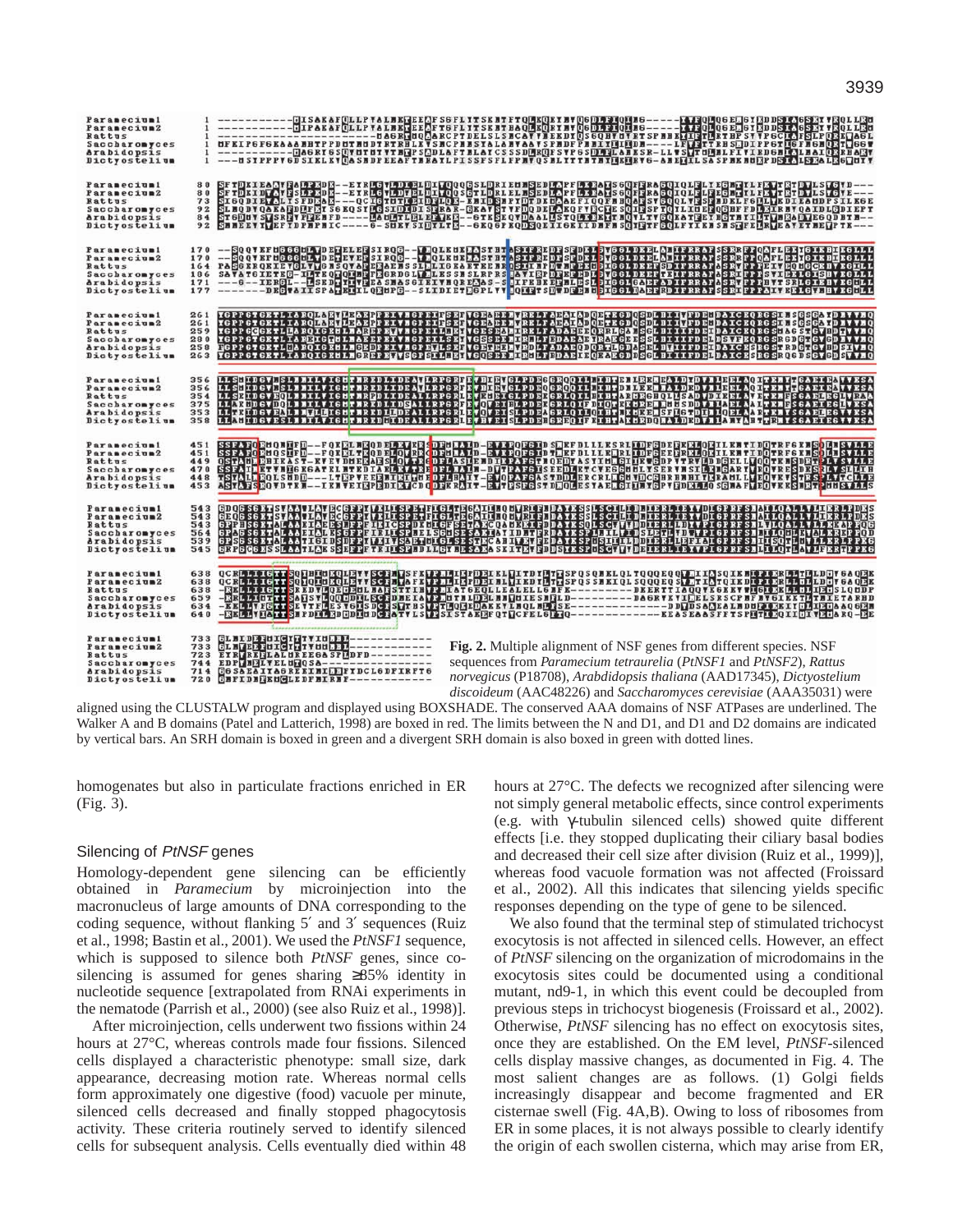**Fig. 2.** Multiple alignment of NSF genes from different species. NSF sequences from *Paramecium tetraurelia* (*PtNSF1* and *PtNSF2*), *Rattus norvegicus* (P18708), *Arabdidopsis thaliana* (AAD17345), *Dictyostelium discoideum* (AAC48226) and *Saccharomyces cerevisiae* (AAA35031) were aligned using the CLUSTALW program and displayed using BOXSHADE. The conserved AAA domains of NSF ATPases are underlined. The Walker A and B domains (Patel and Latterich, 1998) are boxed in red. The limits between the N and D1, and D1 and D2 domains are indicated by vertical bars. An SRH domain is boxed in green and a divergent SRH domain is also boxed in green with dotted lines.

homogenates but also in particulate fractions enriched in ER (Fig. 3).

### Silencing of *PtNSF* genes

Homology-dependent gene silencing can be efficiently obtained in *Paramecium* by microinjection into the macronucleus of large amounts of DNA corresponding to the coding sequence, without flanking 5′ and 3′ sequences (Ruiz et al., 1998; Bastin et al., 2001). We used the *PtNSF1* sequence, which is supposed to silence both *PtNSF* genes, since co-silencing is assumed for genes sharing ≥85% identity in nucleotide sequence [extrapolated from RNAi experiments in the nematode (Parrish et al., 2000) (see also Ruiz et al., 1998)].

After microinjection, cells underwent two fissions within 24 hours at 27°C, whereas controls made four fissions. Silenced cells displayed a characteristic phenotype: small size, dark appearance, decreasing motion rate. Whereas normal cells form approximately one digestive (food) vacuole per minute, silenced cells decreased and finally stopped phagocytosis activity. These criteria routinely served to identify silenced cells for subsequent analysis. Cells eventually died within 48 hours at 27°C. The defects we recognized after silencing were not simply general metabolic effects, since control experiments (e.g. with γ-tubulin silenced cells) showed quite different effects [i.e. they stopped duplicating their ciliary basal bodies and decreased their cell size after division (Ruiz et al., 1999)], whereas food vacuole formation was not affected (Froissard et al., 2002). All this indicates that silencing yields specific responses depending on the type of gene to be silenced.

We also found that the terminal step of stimulated trichocyst exocytosis is not affected in silenced cells. However, an effect of *PtNSF* silencing on the organization of microdomains in the exocytosis sites could be documented using a conditional mutant, nd9-1, in which this event could be decoupled from previous steps in trichocyst biogenesis (Froissard et al., 2002). Otherwise, *PtNSF* silencing has no effect on exocytosis sites, once they are established. On the EM level, *PtNSF*-silenced cells display massive changes, as documented in Fig. 4. The most salient changes are as follows. (1) Golgi fields increasingly disappear and become fragmented and ER cisternae swell (Fig. 4A,B). Owing to loss of ribosomes from ER in some places, it is not always possible to clearly identify the origin of each swollen cisterna, which may arise from ER,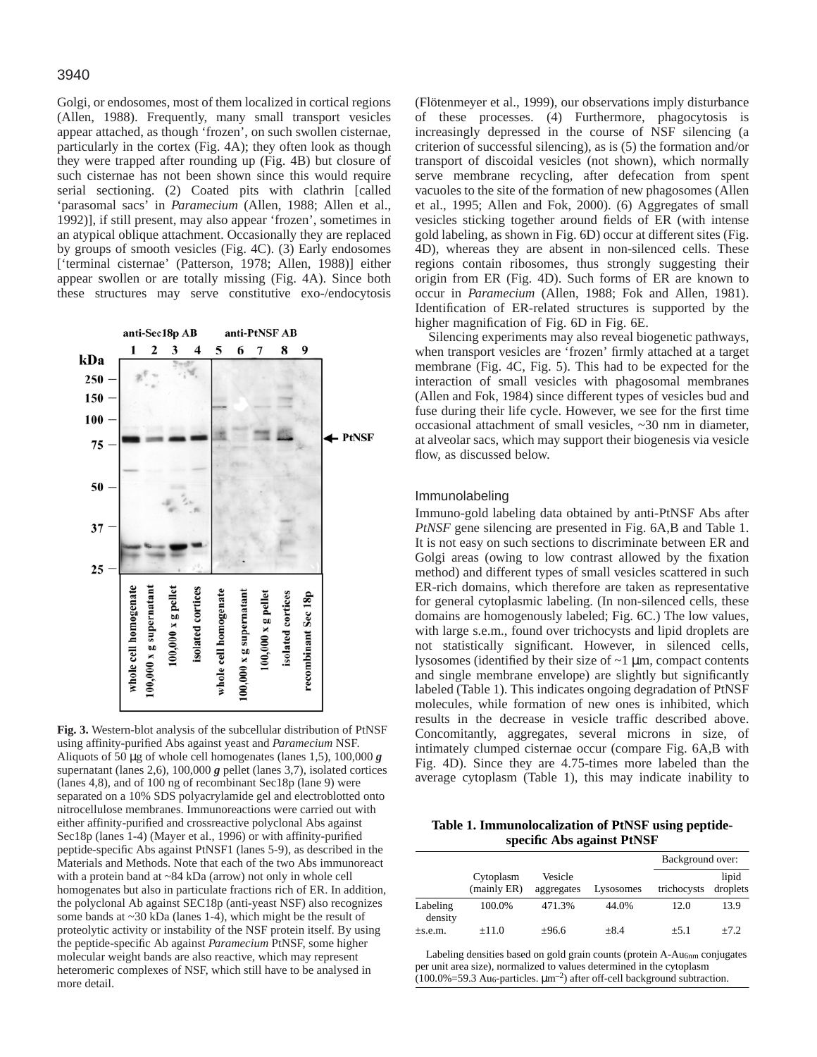Golgi, or endosomes, most of them localized in cortical regions (Allen, 1988). Frequently, many small transport vesicles appear attached, as though 'frozen', on such swollen cisternae, particularly in the cortex (Fig. 4A); they often look as though they were trapped after rounding up (Fig. 4B) but closure of such cisternae has not been shown since this would require serial sectioning. (2) Coated pits with clathrin [called 'parasomal sacs' in *Paramecium* (Allen, 1988; Allen et al., 1992)], if still present, may also appear 'frozen', sometimes in an atypical oblique attachment. Occasionally they are replaced by groups of smooth vesicles (Fig. 4C). (3) Early endosomes ['terminal cisternae' (Patterson, 1978; Allen, 1988)] either appear swollen or are totally missing (Fig. 4A). Since both these structures may serve constitutive exo-/endocytosis (Flötenmeyer et al., 1999), our observations imply disturbance of these processes. (4) Furthermore, phagocytosis is increasingly depressed in the course of NSF silencing (a criterion of successful silencing), as is (5) the formation and/or transport of discoidal vesicles (not shown), which normally serve membrane recycling, after defecation from spent vacuoles to the site of the formation of new phagosomes (Allen et al., 1995; Allen and Fok, 2000). (6) Aggregates of small vesicles sticking together around fields of ER (with intense gold labeling, as shown in Fig. 6D) occur at different sites (Fig. 4D), whereas they are absent in non-silenced cells. These regions contain ribosomes, thus strongly suggesting their origin from ER (Fig. 4D). Such forms of ER are known to occur in *Paramecium* (Allen, 1988; Fok and Allen, 1981). Identification of ER-related structures is supported by the higher magnification of Fig. 6D in Fig. 6E.

Silencing experiments may also reveal biogenetic pathways, when transport vesicles are 'frozen' firmly attached at a target membrane (Fig. 4C, Fig. 5). This had to be expected for the interaction of small vesicles with phagosomal membranes (Allen and Fok, 1984) since different types of vesicles bud and fuse during their life cycle. However, we see for the first time occasional attachment of small vesicles, ~30 nm in diameter, at alveolar sacs, which may support their biogenesis via vesicle flow, as discussed below.

**Fig. 3.** Western-blot analysis of the subcellular distribution of PtNSF using affinity-purified Abs against yeast and *Paramecium* NSF. Aliquots of 50 μg of whole cell homogenates (lanes 1,5), 100,000 ***g*** supernatant (lanes 2,6), 100,000 ***g*** pellet (lanes 3,7), isolated cortices (lanes 4,8), and of 100 ng of recombinant Sec18p (lane 9) were separated on a 10% SDS polyacrylamide gel and electroblotted onto nitrocellulose membranes. Immunoreactions were carried out with either affinity-purified and crossreactive polyclonal Abs against Sec18p (lanes 1-4) (Mayer et al., 1996) or with affinity-purified peptide-specific Abs against PtNSF1 (lanes 5-9), as described in the Materials and Methods. Note that each of the two Abs immunoreact with a protein band at ~84 kDa (arrow) not only in whole cell homogenates but also in particulate fractions rich of ER. In addition, the polyclonal Ab against SEC18p (anti-yeast NSF) also recognizes some bands at ~30 kDa (lanes 1-4), which might be the result of proteolytic activity or instability of the NSF protein itself. By using the peptide-specific Ab against *Paramecium* PtNSF, some higher molecular weight bands are also reactive, which may represent heteromeric complexes of NSF, which still have to be analysed in more detail.

## Immunolabeling

Immuno-gold labeling data obtained by anti-PtNSF Abs after *PtNSF* gene silencing are presented in Fig. 6A,B and Table 1. It is not easy on such sections to discriminate between ER and Golgi areas (owing to low contrast allowed by the fixation method) and different types of small vesicles scattered in such ER-rich domains, which therefore are taken as representative for general cytoplasmic labeling. (In non-silenced cells, these domains are homogenously labeled; Fig. 6C.) The low values, with large s.e.m., found over trichocysts and lipid droplets are not statistically significant. However, in silenced cells, lysosomes (identified by their size of ~1 μm, compact contents and single membrane envelope) are slightly but significantly labeled (Table 1). This indicates ongoing degradation of PtNSF molecules, while formation of new ones is inhibited, which results in the decrease in vesicle traffic described above. Concomitantly, aggregates, several microns in size, of intimately clumped cisternae occur (compare Fig. 6A,B with Fig. 4D). Since they are 4.75-times more labeled than the average cytoplasm (Table 1), this may indicate inability to

**Table 1. Immunolocalization of PtNSF using peptide-specific Abs against PtNSF**

| | | | | Background over: | |
|---|---|---|---|---|---|
| | Cytoplasm (mainly ER) | Vesicle aggregates | Lysosomes | trichocysts | lipid droplets |
| Labeling density | 100.0% | 471.3% | 44.0% | 12.0 | 13.9 |
| ±s.e.m. | ±11.0 | ±96.6 | ±8.4 | ±5.1 | ±7.2 |

Labeling densities based on gold grain counts (protein A-$Au_{6nm}$ conjugates per unit area size), normalized to values determined in the cytoplasm (100.0%=59.3 $Au_6$-particles. $\mu m^{-2}$) after off-cell background subtraction.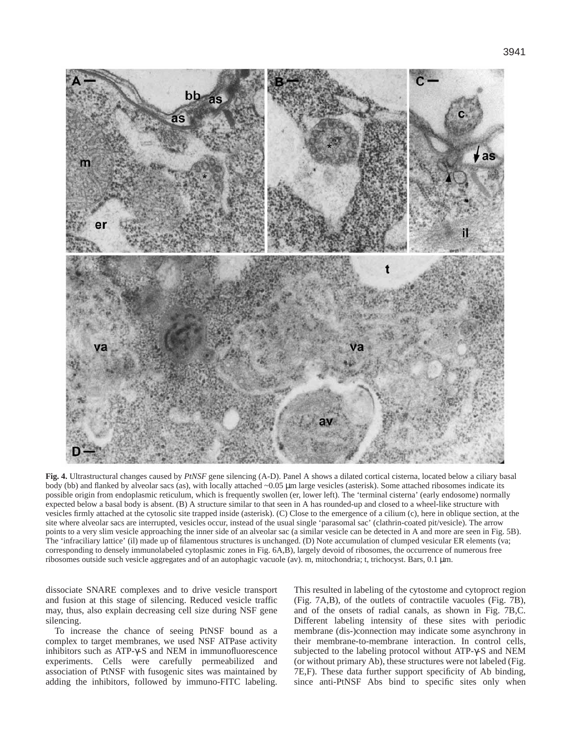**Fig. 4.** Ultrastructural changes caused by *PtNSF* gene silencing (A-D). Panel A shows a dilated cortical cisterna, located below a ciliary basal body (bb) and flanked by alveolar sacs (as), with locally attached ~0.05 μm large vesicles (asterisk). Some attached ribosomes indicate its possible origin from endoplasmic reticulum, which is frequently swollen (er, lower left). The 'terminal cisterna' (early endosome) normally expected below a basal body is absent. (B) A structure similar to that seen in A has rounded-up and closed to a wheel-like structure with vesicles firmly attached at the cytosolic site trapped inside (asterisk). (C) Close to the emergence of a cilium (c), here in oblique section, at the site where alveolar sacs are interrupted, vesicles occur, instead of the usual single 'parasomal sac' (clathrin-coated pit/vesicle). The arrow points to a very slim vesicle approaching the inner side of an alveolar sac (a similar vesicle can be detected in A and more are seen in Fig. 5B). The 'infraciliary lattice' (il) made up of filamentous structures is unchanged. (D) Note accumulation of clumped vesicular ER elements (va; corresponding to densely immunolabeled cytoplasmic zones in Fig. 6A,B), largely devoid of ribosomes, the occurrence of numerous free ribosomes outside such vesicle aggregates and of an autophagic vacuole (av). m, mitochondria; t, trichocyst. Bars, 0.1 μm.

dissociate SNARE complexes and to drive vesicle transport and fusion at this stage of silencing. Reduced vesicle traffic may, thus, also explain decreasing cell size during NSF gene silencing.

To increase the chance of seeing PtNSF bound as a complex to target membranes, we used NSF ATPase activity inhibitors such as ATP-γ-S and NEM in immunofluorescence experiments. Cells were carefully permeabilized and association of PtNSF with fusogenic sites was maintained by adding the inhibitors, followed by immuno-FITC labeling. This resulted in labeling of the cytostome and cytoproct region (Fig. 7A,B), of the outlets of contractile vacuoles (Fig. 7B), and of the onsets of radial canals, as shown in Fig. 7B,C. Different labeling intensity of these sites with periodic membrane (dis-)connection may indicate some asynchrony in their membrane-to-membrane interaction. In control cells, subjected to the labeling protocol without ATP-γ-S and NEM (or without primary Ab), these structures were not labeled (Fig. 7E,F). These data further support specificity of Ab binding, since anti-PtNSF Abs bind to specific sites only when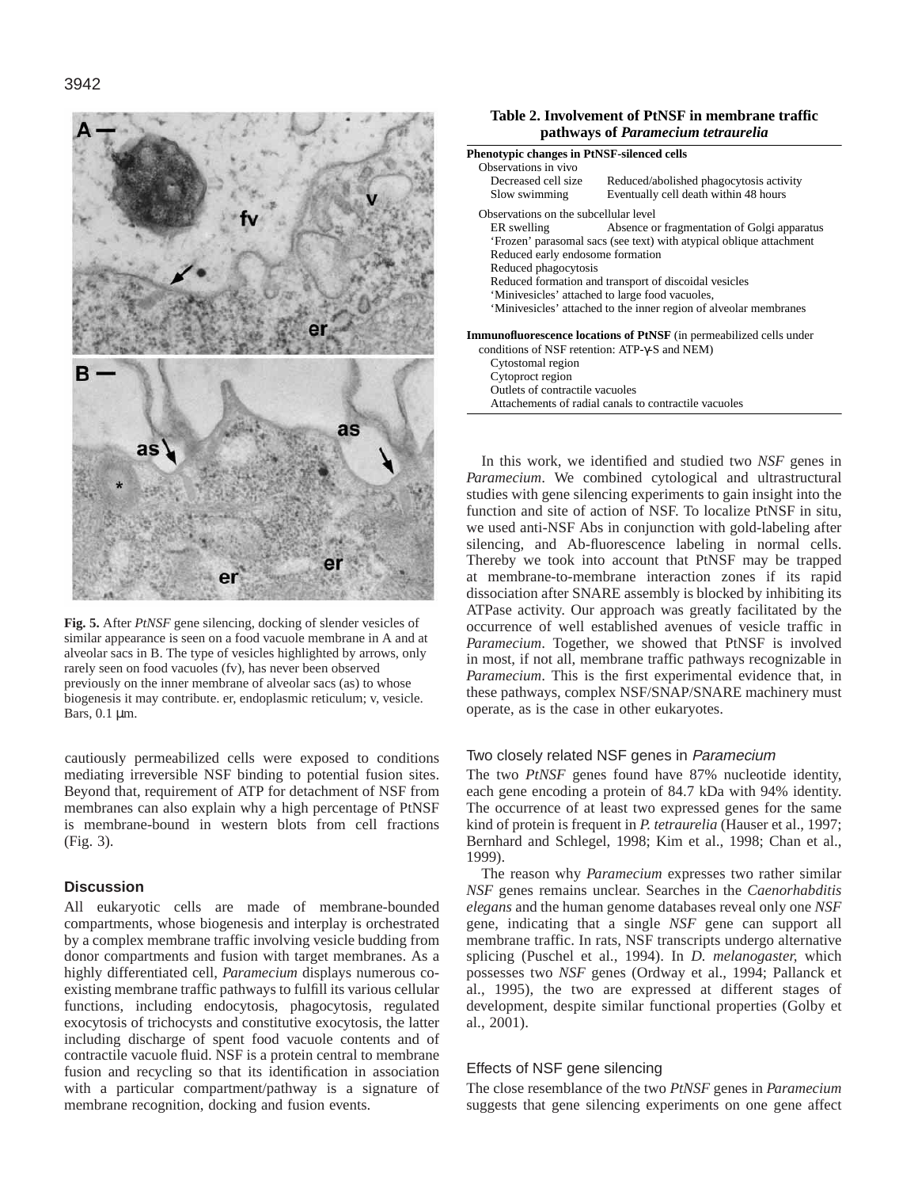**Fig. 5.** After *PtNSF* gene silencing, docking of slender vesicles of similar appearance is seen on a food vacuole membrane in A and at alveolar sacs in B. The type of vesicles highlighted by arrows, only rarely seen on food vacuoles (fv), has never been observed previously on the inner membrane of alveolar sacs (as) to whose biogenesis it may contribute. er, endoplasmic reticulum; v, vesicle. Bars, 0.1 µm.

cautiously permeabilized cells were exposed to conditions mediating irreversible NSF binding to potential fusion sites. Beyond that, requirement of ATP for detachment of NSF from membranes can also explain why a high percentage of PtNSF is membrane-bound in western blots from cell fractions (Fig. 3).

## Discussion

All eukaryotic cells are made of membrane-bounded compartments, whose biogenesis and interplay is orchestrated by a complex membrane traffic involving vesicle budding from donor compartments and fusion with target membranes. As a highly differentiated cell, *Paramecium* displays numerous co-existing membrane traffic pathways to fulfill its various cellular functions, including endocytosis, phagocytosis, regulated exocytosis of trichocysts and constitutive exocytosis, the latter including discharge of spent food vacuole contents and of contractile vacuole fluid. NSF is a protein central to membrane fusion and recycling so that its identification in association with a particular compartment/pathway is a signature of membrane recognition, docking and fusion events.

**Table 2. Involvement of PtNSF in membrane traffic pathways of *Paramecium tetraurelia***

| | |
|---|---|
| **Phenotypic changes in PtNSF-silenced cells** | |
| Observations in vivo | |
| Decreased cell size | Reduced/abolished phagocytosis activity |
| Slow swimming | Eventually cell death within 48 hours |
| Observations on the subcellular level | |
| ER swelling | Absence or fragmentation of Golgi apparatus |
| 'Frozen' parasomal sacs (see text) with atypical oblique attachment | |
| Reduced early endosome formation | |
| Reduced phagocytosis | |
| Reduced formation and transport of discoidal vesicles | |
| 'Minivesicles' attached to large food vacuoles, | |
| 'Minivesicles' attached to the inner region of alveolar membranes | |
| **Immunofluorescence locations of PtNSF** (in permeabilized cells under conditions of NSF retention: ATP-γ-S and NEM) | |
| Cytostomal region | |
| Cytoproct region | |
| Outlets of contractile vacuoles | |
| Attachements of radial canals to contractile vacuoles | |

In this work, we identified and studied two *NSF* genes in *Paramecium*. We combined cytological and ultrastructural studies with gene silencing experiments to gain insight into the function and site of action of NSF. To localize PtNSF in situ, we used anti-NSF Abs in conjunction with gold-labeling after silencing, and Ab-fluorescence labeling in normal cells. Thereby we took into account that PtNSF may be trapped at membrane-to-membrane interaction zones if its rapid dissociation after SNARE assembly is blocked by inhibiting its ATPase activity. Our approach was greatly facilitated by the occurrence of well established avenues of vesicle traffic in *Paramecium*. Together, we showed that PtNSF is involved in most, if not all, membrane traffic pathways recognizable in *Paramecium*. This is the first experimental evidence that, in these pathways, complex NSF/SNAP/SNARE machinery must operate, as is the case in other eukaryotes.

### Two closely related NSF genes in *Paramecium*

The two *PtNSF* genes found have 87% nucleotide identity, each gene encoding a protein of 84.7 kDa with 94% identity. The occurrence of at least two expressed genes for the same kind of protein is frequent in *P. tetraurelia* (Hauser et al., 1997; Bernhard and Schlegel, 1998; Kim et al., 1998; Chan et al., 1999).

The reason why *Paramecium* expresses two rather similar *NSF* genes remains unclear. Searches in the *Caenorhabditis elegans* and the human genome databases reveal only one *NSF* gene, indicating that a single *NSF* gene can support all membrane traffic. In rats, NSF transcripts undergo alternative splicing (Puschel et al., 1994). In *D. melanogaster*, which possesses two *NSF* genes (Ordway et al., 1994; Pallanck et al., 1995), the two are expressed at different stages of development, despite similar functional properties (Golby et al., 2001).

### Effects of NSF gene silencing

The close resemblance of the two *PtNSF* genes in *Paramecium* suggests that gene silencing experiments on one gene affect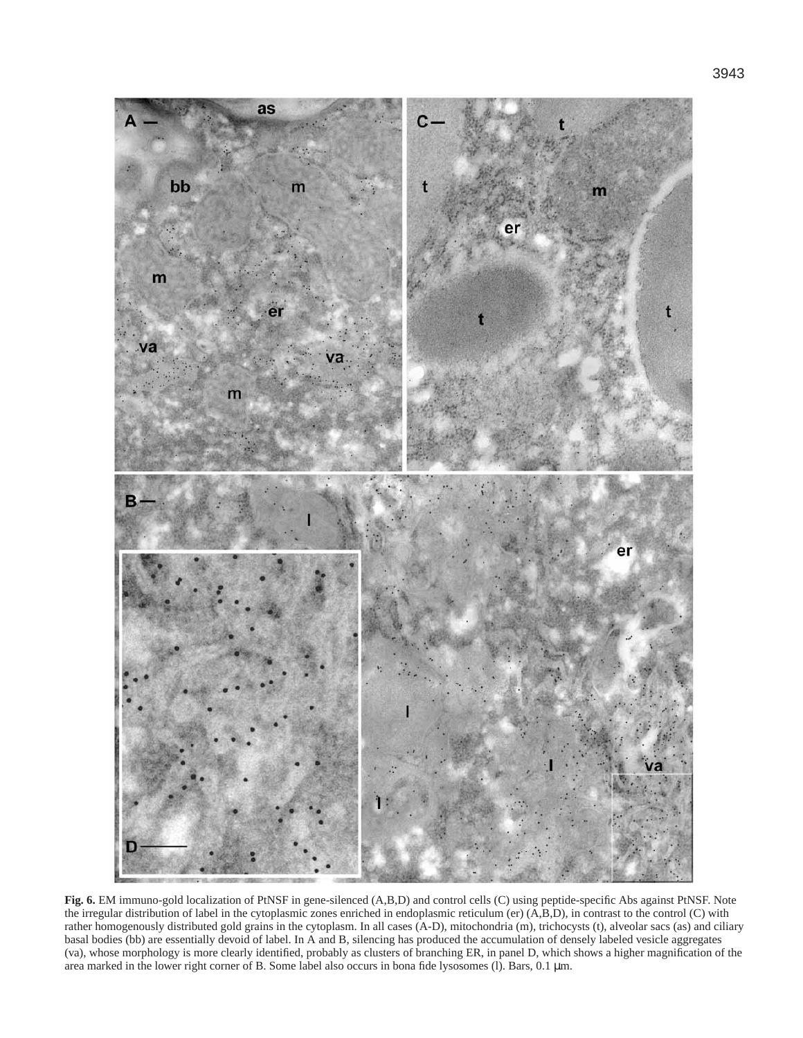**Fig. 6.** EM immuno-gold localization of PtNSF in gene-silenced (A,B,D) and control cells (C) using peptide-specific Abs against PtNSF. Note the irregular distribution of label in the cytoplasmic zones enriched in endoplasmic reticulum (er) (A,B,D), in contrast to the control (C) with rather homogenously distributed gold grains in the cytoplasm. In all cases (A-D), mitochondria (m), trichocysts (t), alveolar sacs (as) and ciliary basal bodies (bb) are essentially devoid of label. In A and B, silencing has produced the accumulation of densely labeled vesicle aggregates (va), whose morphology is more clearly identified, probably as clusters of branching ER, in panel D, which shows a higher magnification of the area marked in the lower right corner of B. Some label also occurs in bona fide lysosomes (l). Bars, 0.1 μm.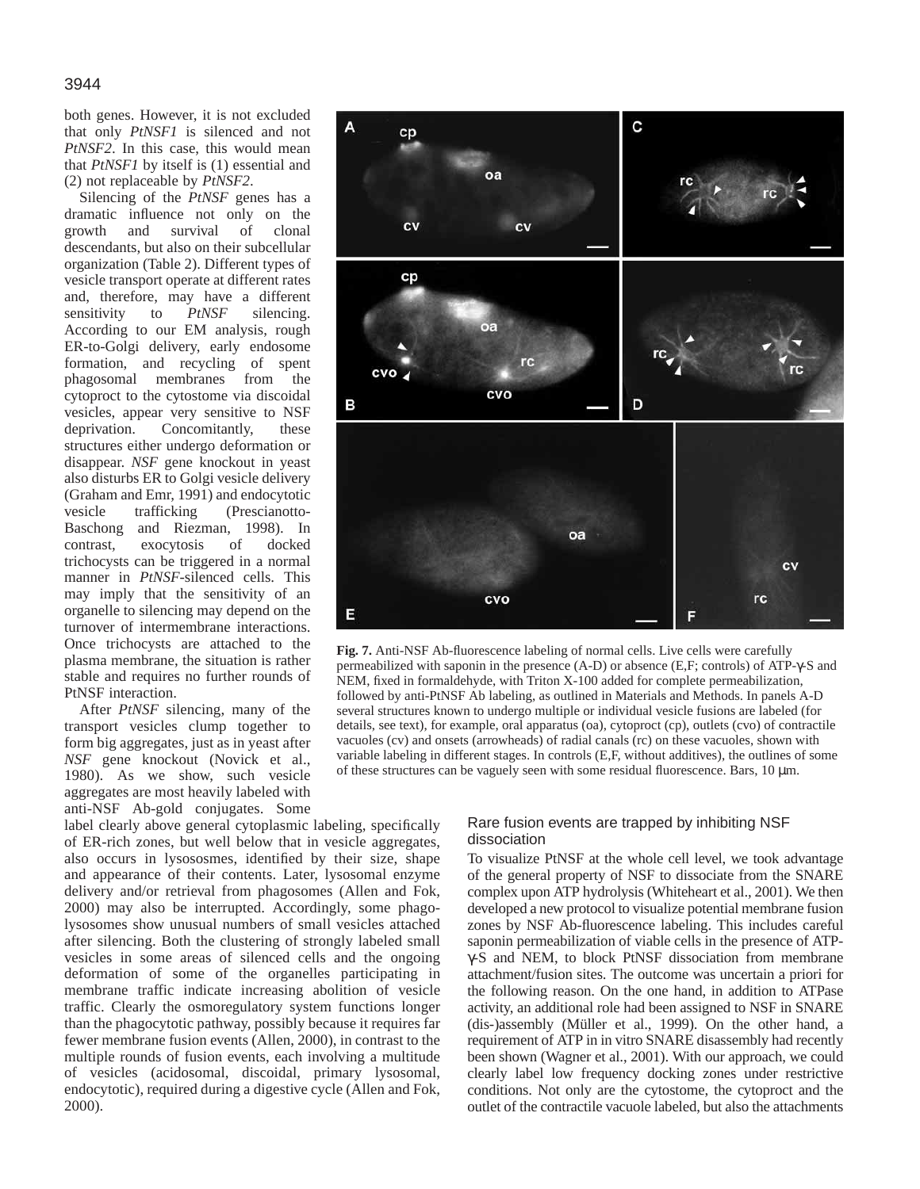both genes. However, it is not excluded that only *PtNSF1* is silenced and not *PtNSF2*. In this case, this would mean that *PtNSF1* by itself is (1) essential and (2) not replaceable by *PtNSF2*.

Silencing of the *PtNSF* genes has a dramatic influence not only on the growth and survival of clonal descendants, but also on their subcellular organization (Table 2). Different types of vesicle transport operate at different rates and, therefore, may have a different sensitivity to *PtNSF* silencing. According to our EM analysis, rough ER-to-Golgi delivery, early endosome formation, and recycling of spent phagosomal membranes from the cytoproct to the cytostome via discoidal vesicles, appear very sensitive to NSF deprivation. Concomitantly, these structures either undergo deformation or disappear. *NSF* gene knockout in yeast also disturbs ER to Golgi vesicle delivery (Graham and Emr, 1991) and endocytotic vesicle trafficking (Prescianotto-Baschong and Riezman, 1998). In contrast, exocytosis of docked trichocysts can be triggered in a normal manner in *PtNSF*-silenced cells. This may imply that the sensitivity of an organelle to silencing may depend on the turnover of intermembrane interactions. Once trichocysts are attached to the plasma membrane, the situation is rather stable and requires no further rounds of PtNSF interaction.

After *PtNSF* silencing, many of the transport vesicles clump together to form big aggregates, just as in yeast after *NSF* gene knockout (Novick et al., 1980). As we show, such vesicle aggregates are most heavily labeled with anti-NSF Ab-gold conjugates. Some label clearly above general cytoplasmic labeling, specifically of ER-rich zones, but well below that in vesicle aggregates, also occurs in lysososmes, identified by their size, shape and appearance of their contents. Later, lysosomal enzyme delivery and/or retrieval from phagosomes (Allen and Fok, 2000) may also be interrupted. Accordingly, some phagolysosomes show unusual numbers of small vesicles attached after silencing. Both the clustering of strongly labeled small vesicles in some areas of silenced cells and the ongoing deformation of some of the organelles participating in membrane traffic indicate increasing abolition of vesicle traffic. Clearly the osmoregulatory system functions longer than the phagocytotic pathway, possibly because it requires far fewer membrane fusion events (Allen, 2000), in contrast to the multiple rounds of fusion events, each involving a multitude of vesicles (acidosomal, discoidal, primary lysosomal, endocytotic), required during a digestive cycle (Allen and Fok, 2000).

**Fig. 7.** Anti-NSF Ab-fluorescence labeling of normal cells. Live cells were carefully permeabilized with saponin in the presence (A-D) or absence (E,F; controls) of ATP-γ-S and NEM, fixed in formaldehyde, with Triton X-100 added for complete permeabilization, followed by anti-PtNSF Ab labeling, as outlined in Materials and Methods. In panels A-D several structures known to undergo multiple or individual vesicle fusions are labeled (for details, see text), for example, oral apparatus (oa), cytoproct (cp), outlets (cvo) of contractile vacuoles (cv) and onsets (arrowheads) of radial canals (rc) on these vacuoles, shown with variable labeling in different stages. In controls (E,F, without additives), the outlines of some of these structures can be vaguely seen with some residual fluorescence. Bars, 10 μm.

### Rare fusion events are trapped by inhibiting NSF dissociation

To visualize PtNSF at the whole cell level, we took advantage of the general property of NSF to dissociate from the SNARE complex upon ATP hydrolysis (Whiteheart et al., 2001). We then developed a new protocol to visualize potential membrane fusion zones by NSF Ab-fluorescence labeling. This includes careful saponin permeabilization of viable cells in the presence of ATP-γ-S and NEM, to block PtNSF dissociation from membrane attachment/fusion sites. The outcome was uncertain a priori for the following reason. On the one hand, in addition to ATPase activity, an additional role had been assigned to NSF in SNARE (dis-)assembly (Müller et al., 1999). On the other hand, a requirement of ATP in in vitro SNARE disassembly had recently been shown (Wagner et al., 2001). With our approach, we could clearly label low frequency docking zones under restrictive conditions. Not only are the cytostome, the cytoproct and the outlet of the contractile vacuole labeled, but also the attachments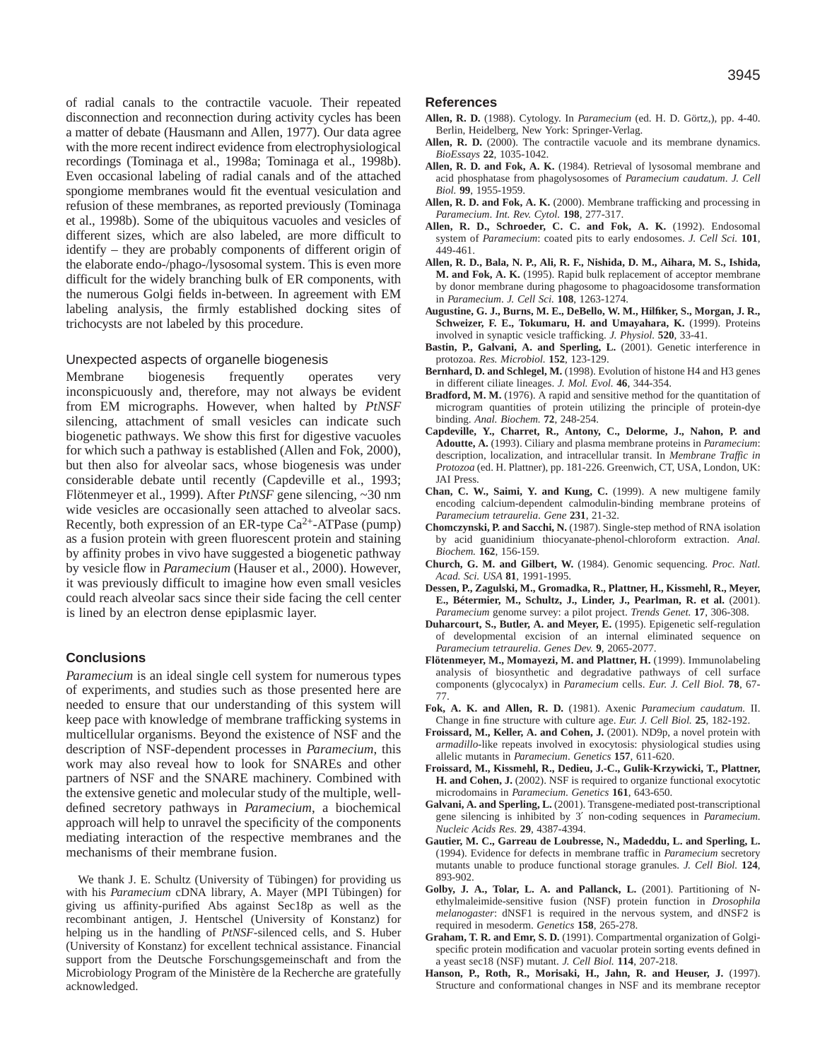of radial canals to the contractile vacuole. Their repeated disconnection and reconnection during activity cycles has been a matter of debate (Hausmann and Allen, 1977). Our data agree with the more recent indirect evidence from electrophysiological recordings (Tominaga et al., 1998a; Tominaga et al., 1998b). Even occasional labeling of radial canals and of the attached spongiome membranes would fit the eventual vesiculation and refusion of these membranes, as reported previously (Tominaga et al., 1998b). Some of the ubiquitous vacuoles and vesicles of different sizes, which are also labeled, are more difficult to identify – they are probably components of different origin of the elaborate endo-/phago-/lysosomal system. This is even more difficult for the widely branching bulk of ER components, with the numerous Golgi fields in-between. In agreement with EM labeling analysis, the firmly established docking sites of trichocysts are not labeled by this procedure.

### Unexpected aspects of organelle biogenesis

Membrane biogenesis frequently operates very inconspicuously and, therefore, may not always be evident from EM micrographs. However, when halted by *PtNSF* silencing, attachment of small vesicles can indicate such biogenetic pathways. We show this first for digestive vacuoles for which such a pathway is established (Allen and Fok, 2000), but then also for alveolar sacs, whose biogenesis was under considerable debate until recently (Capdeville et al., 1993; Flötenmeyer et al., 1999). After *PtNSF* gene silencing, ~30 nm wide vesicles are occasionally seen attached to alveolar sacs. Recently, both expression of an ER-type $Ca^{2+}$-ATPase (pump) as a fusion protein with green fluorescent protein and staining by affinity probes in vivo have suggested a biogenetic pathway by vesicle flow in *Paramecium* (Hauser et al., 2000). However, it was previously difficult to imagine how even small vesicles could reach alveolar sacs since their side facing the cell center is lined by an electron dense epiplasmic layer.

## Conclusions

*Paramecium* is an ideal single cell system for numerous types of experiments, and studies such as those presented here are needed to ensure that our understanding of this system will keep pace with knowledge of membrane trafficking systems in multicellular organisms. Beyond the existence of NSF and the description of NSF-dependent processes in *Paramecium*, this work may also reveal how to look for SNAREs and other partners of NSF and the SNARE machinery. Combined with the extensive genetic and molecular study of the multiple, well-defined secretory pathways in *Paramecium*, a biochemical approach will help to unravel the specificity of the components mediating interaction of the respective membranes and the mechanisms of their membrane fusion.

We thank J. E. Schultz (University of Tübingen) for providing us with his *Paramecium* cDNA library, A. Mayer (MPI Tübingen) for giving us affinity-purified Abs against Sec18p as well as the recombinant antigen, J. Hentschel (University of Konstanz) for helping us in the handling of *PtNSF*-silenced cells, and S. Huber (University of Konstanz) for excellent technical assistance. Financial support from the Deutsche Forschungsgemeinschaft and from the Microbiology Program of the Ministère de la Recherche are gratefully acknowledged.

## References

**Allen, R. D.** (1988). Cytology. In *Paramecium* (ed. H. D. Görtz,), pp. 4-40. Berlin, Heidelberg, New York: Springer-Verlag.

**Allen, R. D.** (2000). The contractile vacuole and its membrane dynamics. *BioEssays* **22**, 1035-1042.

**Allen, R. D. and Fok, A. K.** (1984). Retrieval of lysosomal membrane and acid phosphatase from phagolysosomes of *Paramecium caudatum*. *J. Cell Biol.* **99**, 1955-1959.

**Allen, R. D. and Fok, A. K.** (2000). Membrane trafficking and processing in *Paramecium*. *Int. Rev. Cytol.* **198**, 277-317.

**Allen, R. D., Schroeder, C. C. and Fok, A. K.** (1992). Endosomal system of *Paramecium*: coated pits to early endosomes. *J. Cell Sci.* **101**, 449-461.

**Allen, R. D., Bala, N. P., Ali, R. F., Nishida, D. M., Aihara, M. S., Ishida, M. and Fok, A. K.** (1995). Rapid bulk replacement of acceptor membrane by donor membrane during phagosome to phagoacidosome transformation in *Paramecium*. *J. Cell Sci.* **108**, 1263-1274.

**Augustine, G. J., Burns, M. E., DeBello, W. M., Hilfiker, S., Morgan, J. R., Schweizer, F. E., Tokumaru, H. and Umayahara, K.** (1999). Proteins involved in synaptic vesicle trafficking. *J. Physiol.* **520**, 33-41.

**Bastin, P., Galvani, A. and Sperling, L.** (2001). Genetic interference in protozoa. *Res. Microbiol.* **152**, 123-129.

**Bernhard, D. and Schlegel, M.** (1998). Evolution of histone H4 and H3 genes in different ciliate lineages. *J. Mol. Evol.* **46**, 344-354.

**Bradford, M. M.** (1976). A rapid and sensitive method for the quantitation of microgram quantities of protein utilizing the principle of protein-dye binding. *Anal. Biochem.* **72**, 248-254.

**Capdeville, Y., Charret, R., Antony, C., Delorme, J., Nahon, P. and Adoutte, A.** (1993). Ciliary and plasma membrane proteins in *Paramecium*: description, localization, and intracellular transit. In *Membrane Traffic in Protozoa* (ed. H. Plattner), pp. 181-226. Greenwich, CT, USA, London, UK: JAI Press.

**Chan, C. W., Saimi, Y. and Kung, C.** (1999). A new multigene family encoding calcium-dependent calmodulin-binding membrane proteins of *Paramecium tetraurelia*. *Gene* **231**, 21-32.

**Chomczynski, P. and Sacchi, N.** (1987). Single-step method of RNA isolation by acid guanidinium thiocyanate-phenol-chloroform extraction. *Anal. Biochem.* **162**, 156-159.

**Church, G. M. and Gilbert, W.** (1984). Genomic sequencing. *Proc. Natl. Acad. Sci. USA* **81**, 1991-1995.

**Dessen, P., Zagulski, M., Gromadka, R., Plattner, H., Kissmehl, R., Meyer, E., Bétermier, M., Schultz, J., Linder, J., Pearlman, R. et al.** (2001). *Paramecium* genome survey: a pilot project. *Trends Genet.* **17**, 306-308.

**Duharcourt, S., Butler, A. and Meyer, E.** (1995). Epigenetic self-regulation of developmental excision of an internal eliminated sequence on *Paramecium tetraurelia*. *Genes Dev.* **9**, 2065-2077.

**Flötenmeyer, M., Momayezi, M. and Plattner, H.** (1999). Immunolabeling analysis of biosynthetic and degradative pathways of cell surface components (glycocalyx) in *Paramecium* cells. *Eur. J. Cell Biol.* **78**, 67-77.

**Fok, A. K. and Allen, R. D.** (1981). Axenic *Paramecium caudatum*. II. Change in fine structure with culture age. *Eur. J. Cell Biol.* **25**, 182-192.

**Froissard, M., Keller, A. and Cohen, J.** (2001). ND9p, a novel protein with *armadillo*-like repeats involved in exocytosis: physiological studies using allelic mutants in *Paramecium*. *Genetics* **157**, 611-620.

**Froissard, M., Kissmehl, R., Dedieu, J.-C., Gulik-Krzywicki, T., Plattner, H. and Cohen, J.** (2002). NSF is required to organize functional exocytotic microdomains in *Paramecium*. *Genetics* **161**, 643-650.

**Galvani, A. and Sperling, L.** (2001). Transgene-mediated post-transcriptional gene silencing is inhibited by 3′ non-coding sequences in *Paramecium*. *Nucleic Acids Res.* **29**, 4387-4394.

**Gautier, M. C., Garreau de Loubresse, N., Madeddu, L. and Sperling, L.** (1994). Evidence for defects in membrane traffic in *Paramecium* secretory mutants unable to produce functional storage granules. *J. Cell Biol.* **124**, 893-902.

**Golby, J. A., Tolar, L. A. and Pallanck, L.** (2001). Partitioning of N-ethylmaleimide-sensitive fusion (NSF) protein function in *Drosophila melanogaster*: dNSF1 is required in the nervous system, and dNSF2 is required in mesoderm. *Genetics* **158**, 265-278.

**Graham, T. R. and Emr, S. D.** (1991). Compartmental organization of Golgi-specific protein modification and vacuolar protein sorting events defined in a yeast sec18 (NSF) mutant. *J. Cell Biol.* **114**, 207-218.

**Hanson, P., Roth, R., Morisaki, H., Jahn, R. and Heuser, J.** (1997). Structure and conformational changes in NSF and its membrane receptor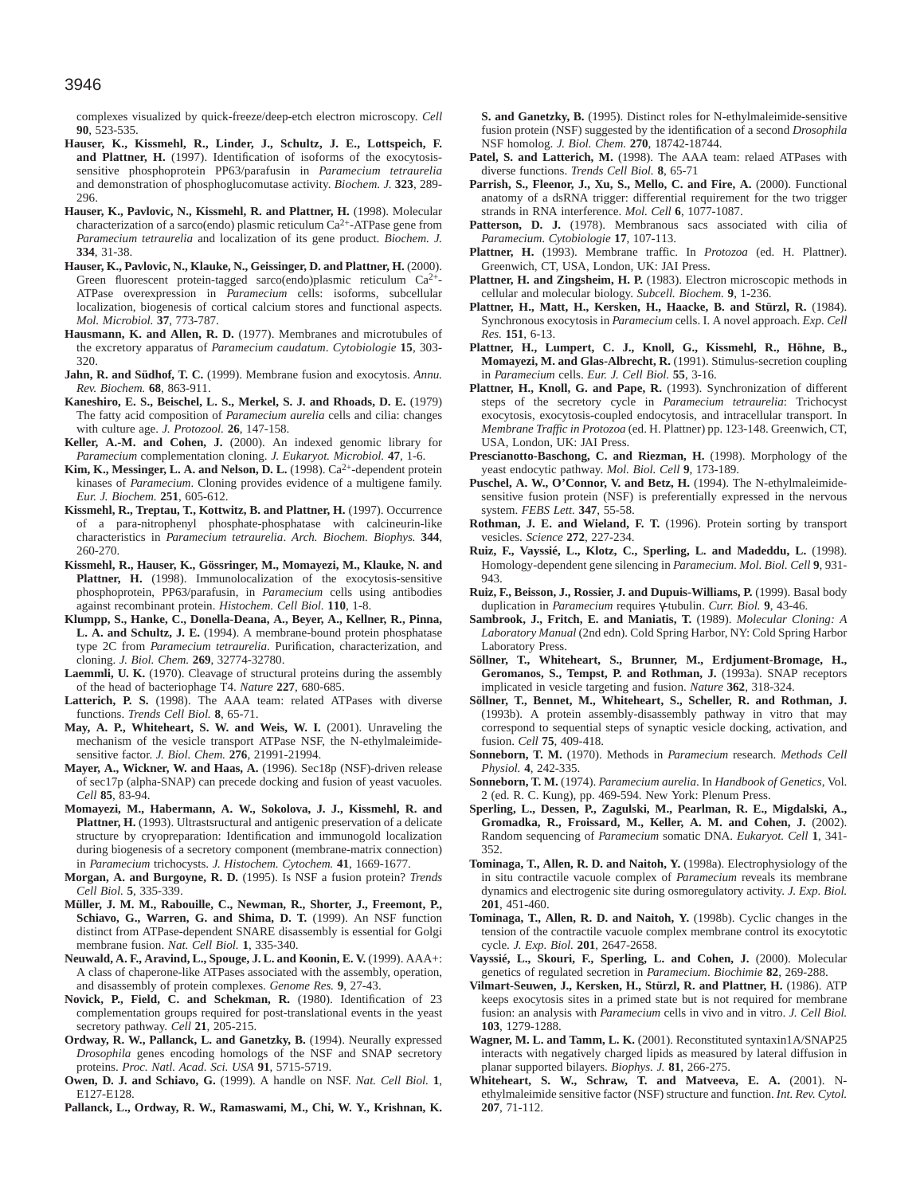complexes visualized by quick-freeze/deep-etch electron microscopy. *Cell* **90**, 523-535.

**Hauser, K., Kissmehl, R., Linder, J., Schultz, J. E., Lottspeich, F. and Plattner, H.** (1997). Identification of isoforms of the exocytosis-sensitive phosphoprotein PP63/parafusin in *Paramecium tetraurelia* and demonstration of phosphoglucomutase activity. *Biochem. J.* **323**, 289-296.

**Hauser, K., Pavlovic, N., Kissmehl, R. and Plattner, H.** (1998). Molecular characterization of a sarco(endo) plasmic reticulum $Ca^{2+}$-ATPase gene from *Paramecium tetraurelia* and localization of its gene product. *Biochem. J.* **334**, 31-38.

**Hauser, K., Pavlovic, N., Klauke, N., Geissinger, D. and Plattner, H.** (2000). Green fluorescent protein-tagged sarco(endo)plasmic reticulum $Ca^{2+}$-ATPase overexpression in *Paramecium* cells: isoforms, subcellular localization, biogenesis of cortical calcium stores and functional aspects. *Mol. Microbiol.* **37**, 773-787.

**Hausmann, K. and Allen, R. D.** (1977). Membranes and microtubules of the excretory apparatus of *Paramecium caudatum*. *Cytobiologie* **15**, 303-320.

**Jahn, R. and Südhof, T. C.** (1999). Membrane fusion and exocytosis. *Annu. Rev. Biochem.* **68**, 863-911.

**Kaneshiro, E. S., Beischel, L. S., Merkel, S. J. and Rhoads, D. E.** (1979) The fatty acid composition of *Paramecium aurelia* cells and cilia: changes with culture age. *J. Protozool.* **26**, 147-158.

**Keller, A.-M. and Cohen, J.** (2000). An indexed genomic library for *Paramecium* complementation cloning. *J. Eukaryot. Microbiol.* **47**, 1-6.

**Kim, K., Messinger, L. A. and Nelson, D. L.** (1998). $Ca^{2+}$-dependent protein kinases of *Paramecium*. Cloning provides evidence of a multigene family. *Eur. J. Biochem.* **251**, 605-612.

**Kissmehl, R., Treptau, T., Kottwitz, B. and Plattner, H.** (1997). Occurrence of a para-nitrophenyl phosphate-phosphatase with calcineurin-like characteristics in *Paramecium tetraurelia*. *Arch. Biochem. Biophys.* **344**, 260-270.

**Kissmehl, R., Hauser, K., Gössringer, M., Momayezi, M., Klauke, N. and Plattner, H.** (1998). Immunolocalization of the exocytosis-sensitive phosphoprotein, PP63/parafusin, in *Paramecium* cells using antibodies against recombinant protein. *Histochem. Cell Biol.* **110**, 1-8.

**Klumpp, S., Hanke, C., Donella-Deana, A., Beyer, A., Kellner, R., Pinna, L. A. and Schultz, J. E.** (1994). A membrane-bound protein phosphatase type 2C from *Paramecium tetraurelia*. Purification, characterization, and cloning. *J. Biol. Chem.* **269**, 32774-32780.

**Laemmli, U. K.** (1970). Cleavage of structural proteins during the assembly of the head of bacteriophage T4. *Nature* **227**, 680-685.

**Latterich, P. S.** (1998). The AAA team: related ATPases with diverse functions. *Trends Cell Biol.* **8**, 65-71.

**May, A. P., Whiteheart, S. W. and Weis, W. I.** (2001). Unraveling the mechanism of the vesicle transport ATPase NSF, the N-ethylmaleimide-sensitive factor. *J. Biol. Chem.* **276**, 21991-21994.

**Mayer, A., Wickner, W. and Haas, A.** (1996). Sec18p (NSF)-driven release of sec17p (alpha-SNAP) can precede docking and fusion of yeast vacuoles. *Cell* **85**, 83-94.

**Momayezi, M., Habermann, A. W., Sokolova, J. J., Kissmehl, R. and Plattner, H.** (1993). Ultrastsructural and antigenic preservation of a delicate structure by cryopreparation: Identification and immunogold localization during biogenesis of a secretory component (membrane-matrix connection) in *Paramecium* trichocysts. *J. Histochem. Cytochem.* **41**, 1669-1677.

**Morgan, A. and Burgoyne, R. D.** (1995). Is NSF a fusion protein? *Trends Cell Biol.* **5**, 335-339.

**Müller, J. M. M., Rabouille, C., Newman, R., Shorter, J., Freemont, P., Schiavo, G., Warren, G. and Shima, D. T.** (1999). An NSF function distinct from ATPase-dependent SNARE disassembly is essential for Golgi membrane fusion. *Nat. Cell Biol.* **1**, 335-340.

**Neuwald, A. F., Aravind, L., Spouge, J. L. and Koonin, E. V.** (1999). AAA+: A class of chaperone-like ATPases associated with the assembly, operation, and disassembly of protein complexes. *Genome Res.* **9**, 27-43.

**Novick, P., Field, C. and Schekman, R.** (1980). Identification of 23 complementation groups required for post-translational events in the yeast secretory pathway. *Cell* **21**, 205-215.

**Ordway, R. W., Pallanck, L. and Ganetzky, B.** (1994). Neurally expressed *Drosophila* genes encoding homologs of the NSF and SNAP secretory proteins. *Proc. Natl. Acad. Sci. USA* **91**, 5715-5719.

**Owen, D. J. and Schiavo, G.** (1999). A handle on NSF. *Nat. Cell Biol.* **1**, E127-E128.

**Pallanck, L., Ordway, R. W., Ramaswami, M., Chi, W. Y., Krishnan, K. S. and Ganetzky, B.** (1995). Distinct roles for N-ethylmaleimide-sensitive fusion protein (NSF) suggested by the identification of a second *Drosophila* NSF homolog. *J. Biol. Chem.* **270**, 18742-18744.

**Patel, S. and Latterich, M.** (1998). The AAA team: relaed ATPases with diverse functions. *Trends Cell Biol.* **8**, 65-71

**Parrish, S., Fleenor, J., Xu, S., Mello, C. and Fire, A.** (2000). Functional anatomy of a dsRNA trigger: differential requirement for the two trigger strands in RNA interference. *Mol. Cell* **6**, 1077-1087.

**Patterson, D. J.** (1978). Membranous sacs associated with cilia of *Paramecium*. *Cytobiologie* **17**, 107-113.

**Plattner, H.** (1993). Membrane traffic. In *Protozoa* (ed. H. Plattner). Greenwich, CT, USA, London, UK: JAI Press.

**Plattner, H. and Zingsheim, H. P.** (1983). Electron microscopic methods in cellular and molecular biology. *Subcell. Biochem.* **9**, 1-236.

**Plattner, H., Matt, H., Kersken, H., Haacke, B. and Stürzl, R.** (1984). Synchronous exocytosis in *Paramecium* cells. I. A novel approach. *Exp. Cell Res.* **151**, 6-13.

**Plattner, H., Lumpert, C. J., Knoll, G., Kissmehl, R., Höhne, B., Momayezi, M. and Glas-Albrecht, R.** (1991). Stimulus-secretion coupling in *Paramecium* cells. *Eur. J. Cell Biol.* **55**, 3-16.

**Plattner, H., Knoll, G. and Pape, R.** (1993). Synchronization of different steps of the secretory cycle in *Paramecium tetraurelia*: Trichocyst exocytosis, exocytosis-coupled endocytosis, and intracellular transport. In *Membrane Traffic in Protozoa* (ed. H. Plattner) pp. 123-148. Greenwich, CT, USA, London, UK: JAI Press.

**Prescianotto-Baschong, C. and Riezman, H.** (1998). Morphology of the yeast endocytic pathway. *Mol. Biol. Cell* **9**, 173-189.

**Puschel, A. W., O'Connor, V. and Betz, H.** (1994). The N-ethylmaleimide-sensitive fusion protein (NSF) is preferentially expressed in the nervous system. *FEBS Lett.* **347**, 55-58.

**Rothman, J. E. and Wieland, F. T.** (1996). Protein sorting by transport vesicles. *Science* **272**, 227-234.

**Ruiz, F., Vayssié, L., Klotz, C., Sperling, L. and Madeddu, L.** (1998). Homology-dependent gene silencing in *Paramecium*. *Mol. Biol. Cell* **9**, 931-943.

**Ruiz, F., Beisson, J., Rossier, J. and Dupuis-Williams, P.** (1999). Basal body duplication in *Paramecium* requires γ-tubulin. *Curr. Biol.* **9**, 43-46.

**Sambrook, J., Fritch, E. and Maniatis, T.** (1989). *Molecular Cloning: A Laboratory Manual* (2nd edn). Cold Spring Harbor, NY: Cold Spring Harbor Laboratory Press.

**Söllner, T., Whiteheart, S., Brunner, M., Erdjument-Bromage, H., Geromanos, S., Tempst, P. and Rothman, J.** (1993a). SNAP receptors implicated in vesicle targeting and fusion. *Nature* **362**, 318-324.

**Söllner, T., Bennet, M., Whiteheart, S., Scheller, R. and Rothman, J.** (1993b). A protein assembly-disassembly pathway in vitro that may correspond to sequential steps of synaptic vesicle docking, activation, and fusion. *Cell* **75**, 409-418.

**Sonneborn, T. M.** (1970). Methods in *Paramecium* research. *Methods Cell Physiol.* **4**, 242-335.

**Sonneborn, T. M.** (1974). *Paramecium aurelia*. In *Handbook of Genetics*, Vol. 2 (ed. R. C. Kung), pp. 469-594. New York: Plenum Press.

**Sperling, L., Dessen, P., Zagulski, M., Pearlman, R. E., Migdalski, A., Gromadka, R., Froissard, M., Keller, A. M. and Cohen, J.** (2002). Random sequencing of *Paramecium* somatic DNA. *Eukaryot. Cell* **1**, 341-352.

**Tominaga, T., Allen, R. D. and Naitoh, Y.** (1998a). Electrophysiology of the in situ contractile vacuole complex of *Paramecium* reveals its membrane dynamics and electrogenic site during osmoregulatory activity. *J. Exp. Biol.* **201**, 451-460.

**Tominaga, T., Allen, R. D. and Naitoh, Y.** (1998b). Cyclic changes in the tension of the contractile vacuole complex membrane control its exocytotic cycle. *J. Exp. Biol.* **201**, 2647-2658.

**Vayssié, L., Skouri, F., Sperling, L. and Cohen, J.** (2000). Molecular genetics of regulated secretion in *Paramecium*. *Biochimie* **82**, 269-288.

**Vilmart-Seuwen, J., Kersken, H., Stürzl, R. and Plattner, H.** (1986). ATP keeps exocytosis sites in a primed state but is not required for membrane fusion: an analysis with *Paramecium* cells in vivo and in vitro. *J. Cell Biol.* **103**, 1279-1288.

**Wagner, M. L. and Tamm, L. K.** (2001). Reconstituted syntaxin1A/SNAP25 interacts with negatively charged lipids as measured by lateral diffusion in planar supported bilayers. *Biophys. J.* **81**, 266-275.

**Whiteheart, S. W., Schraw, T. and Matveeva, E. A.** (2001). N-ethylmaleimide sensitive factor (NSF) structure and function. *Int. Rev. Cytol.* **207**, 71-112.